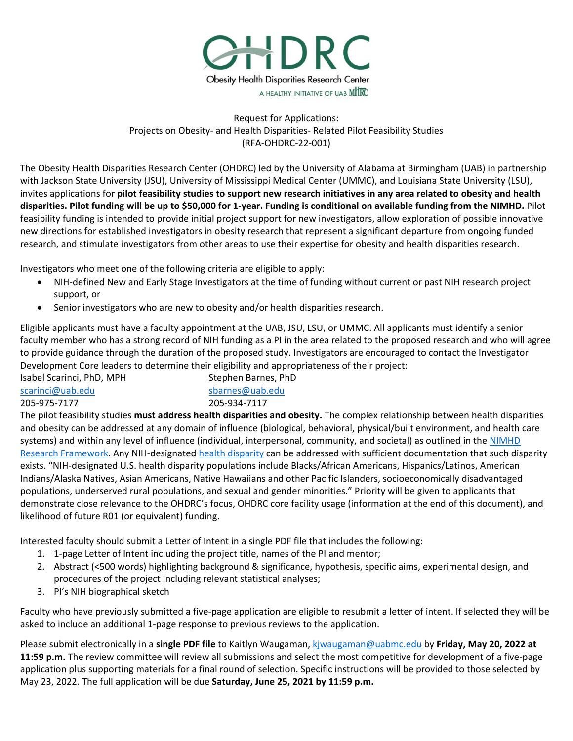# OHDRC

Obesity Health Disparities Research Center

A HEALTHY INITIATIVE OF UAB MHRC

Request for Applications:
Projects on Obesity- and Health Disparities- Related Pilot Feasibility Studies
(RFA-OHDRC-22-001)

The Obesity Health Disparities Research Center (OHDRC) led by the University of Alabama at Birmingham (UAB) in partnership with Jackson State University (JSU), University of Mississippi Medical Center (UMMC), and Louisiana State University (LSU), invites applications for **pilot feasibility studies to support new research initiatives in any area related to obesity and health disparities. Pilot funding will be up to $50,000 for 1-year. Funding is conditional on available funding from the NIMHD.** Pilot feasibility funding is intended to provide initial project support for new investigators, allow exploration of possible innovative new directions for established investigators in obesity research that represent a significant departure from ongoing funded research, and stimulate investigators from other areas to use their expertise for obesity and health disparities research.

Investigators who meet one of the following criteria are eligible to apply:

- NIH-defined New and Early Stage Investigators at the time of funding without current or past NIH research project support, or
- Senior investigators who are new to obesity and/or health disparities research.

Eligible applicants must have a faculty appointment at the UAB, JSU, LSU, or UMMC. All applicants must identify a senior faculty member who has a strong record of NIH funding as a PI in the area related to the proposed research and who will agree to provide guidance through the duration of the proposed study. Investigators are encouraged to contact the Investigator Development Core leaders to determine their eligibility and appropriateness of their project:

Isabel Scarinci, PhD, MPH
scarinci@uab.edu
205-975-7177

Stephen Barnes, PhD
sbarnes@uab.edu
205-934-7117

The pilot feasibility studies **must address health disparities and obesity.** The complex relationship between health disparities and obesity can be addressed at any domain of influence (biological, behavioral, physical/built environment, and health care systems) and within any level of influence (individual, interpersonal, community, and societal) as outlined in the NIMHD Research Framework. Any NIH-designated health disparity can be addressed with sufficient documentation that such disparity exists. "NIH-designated U.S. health disparity populations include Blacks/African Americans, Hispanics/Latinos, American Indians/Alaska Natives, Asian Americans, Native Hawaiians and other Pacific Islanders, socioeconomically disadvantaged populations, underserved rural populations, and sexual and gender minorities." Priority will be given to applicants that demonstrate close relevance to the OHDRC's focus, OHDRC core facility usage (information at the end of this document), and likelihood of future R01 (or equivalent) funding.

Interested faculty should submit a Letter of Intent in a single PDF file that includes the following:

1. 1-page Letter of Intent including the project title, names of the PI and mentor;
2. Abstract (<500 words) highlighting background & significance, hypothesis, specific aims, experimental design, and procedures of the project including relevant statistical analyses;
3. PI's NIH biographical sketch

Faculty who have previously submitted a five-page application are eligible to resubmit a letter of intent. If selected they will be asked to include an additional 1-page response to previous reviews to the application.

Please submit electronically in a **single PDF file** to Kaitlyn Waugaman, kjwaugaman@uabmc.edu by **Friday, May 20, 2022 at 11:59 p.m.** The review committee will review all submissions and select the most competitive for development of a five-page application plus supporting materials for a final round of selection. Specific instructions will be provided to those selected by May 23, 2022. The full application will be due **Saturday, June 25, 2021 by 11:59 p.m.**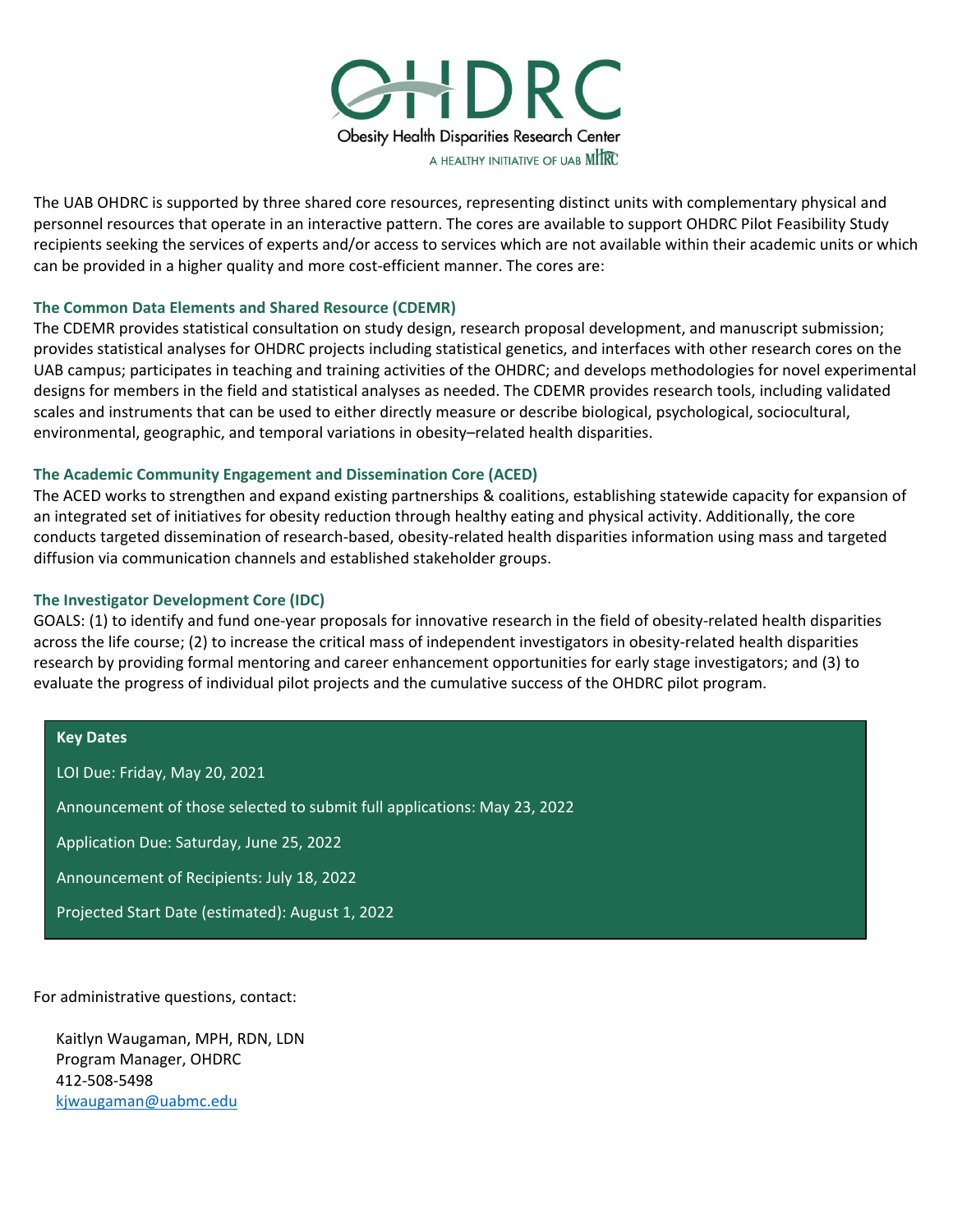# OHDRC

Obesity Health Disparities Research Center

A HEALTHY INITIATIVE OF UAB MHRC

The UAB OHDRC is supported by three shared core resources, representing distinct units with complementary physical and personnel resources that operate in an interactive pattern. The cores are available to support OHDRC Pilot Feasibility Study recipients seeking the services of experts and/or access to services which are not available within their academic units or which can be provided in a higher quality and more cost-efficient manner. The cores are:

### The Common Data Elements and Shared Resource (CDEMR)

The CDEMR provides statistical consultation on study design, research proposal development, and manuscript submission; provides statistical analyses for OHDRC projects including statistical genetics, and interfaces with other research cores on the UAB campus; participates in teaching and training activities of the OHDRC; and develops methodologies for novel experimental designs for members in the field and statistical analyses as needed. The CDEMR provides research tools, including validated scales and instruments that can be used to either directly measure or describe biological, psychological, sociocultural, environmental, geographic, and temporal variations in obesity–related health disparities.

### The Academic Community Engagement and Dissemination Core (ACED)

The ACED works to strengthen and expand existing partnerships & coalitions, establishing statewide capacity for expansion of an integrated set of initiatives for obesity reduction through healthy eating and physical activity. Additionally, the core conducts targeted dissemination of research-based, obesity-related health disparities information using mass and targeted diffusion via communication channels and established stakeholder groups.

### The Investigator Development Core (IDC)

GOALS: (1) to identify and fund one-year proposals for innovative research in the field of obesity-related health disparities across the life course; (2) to increase the critical mass of independent investigators in obesity-related health disparities research by providing formal mentoring and career enhancement opportunities for early stage investigators; and (3) to evaluate the progress of individual pilot projects and the cumulative success of the OHDRC pilot program.

**Key Dates**

LOI Due: Friday, May 20, 2021

Announcement of those selected to submit full applications: May 23, 2022

Application Due: Saturday, June 25, 2022

Announcement of Recipients: July 18, 2022

Projected Start Date (estimated): August 1, 2022

For administrative questions, contact:

Kaitlyn Waugaman, MPH, RDN, LDN
Program Manager, OHDRC
412-508-5498
kjwaugaman@uabmc.edu